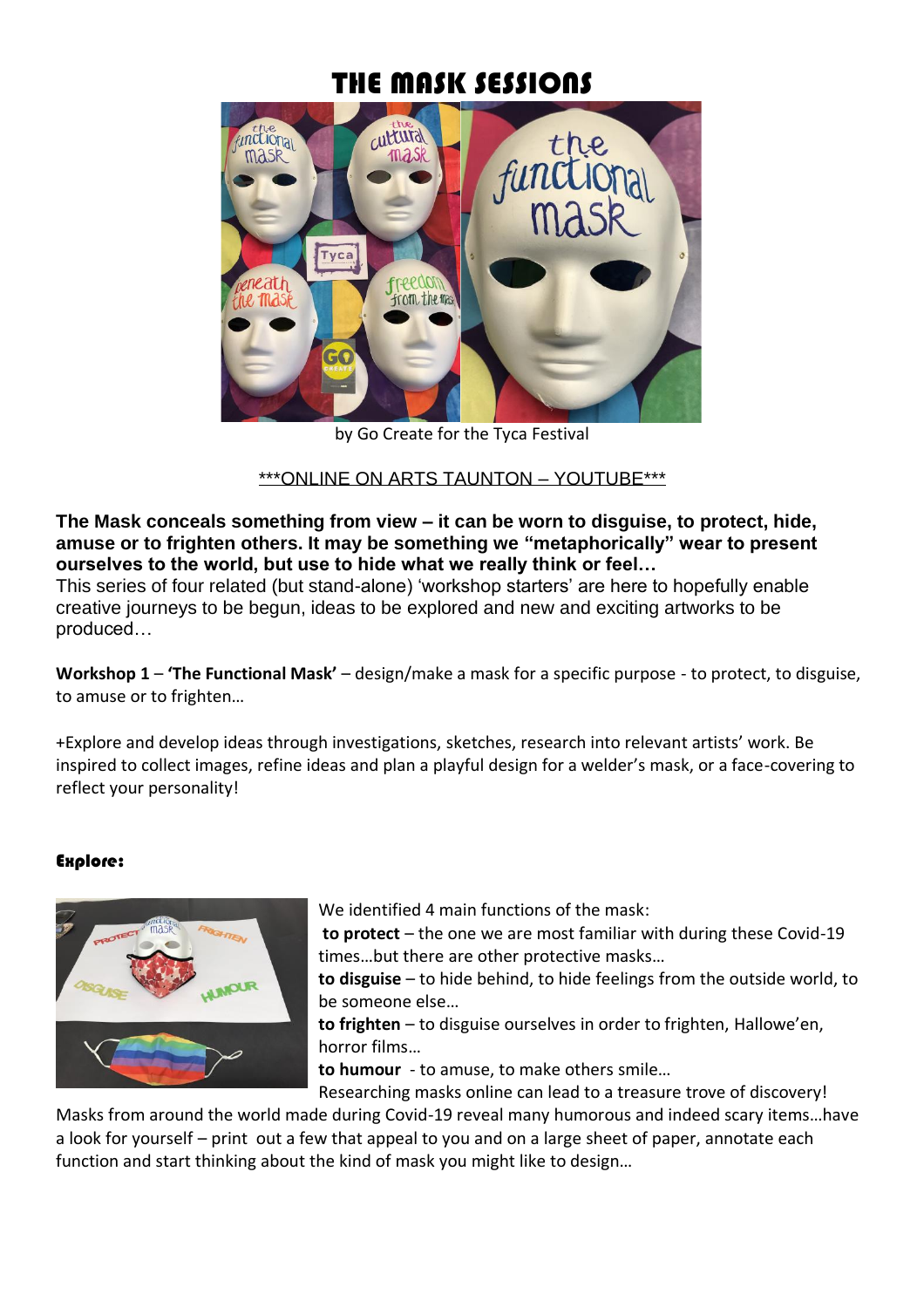# THE MASK SESSIONS

by Go Create for the Tyca Festival

***ONLINE ON ARTS TAUNTON – YOUTUBE***

**The Mask conceals something from view – it can be worn to disguise, to protect, hide, amuse or to frighten others. It may be something we "metaphorically" wear to present ourselves to the world, but use to hide what we really think or feel…**

This series of four related (but stand-alone) 'workshop starters' are here to hopefully enable creative journeys to be begun, ideas to be explored and new and exciting artworks to be produced…

**Workshop 1** – **'The Functional Mask'** – design/make a mask for a specific purpose - to protect, to disguise, to amuse or to frighten…

+Explore and develop ideas through investigations, sketches, research into relevant artists' work. Be inspired to collect images, refine ideas and plan a playful design for a welder's mask, or a face-covering to reflect your personality!

### Explore:

We identified 4 main functions of the mask:

**to protect** – the one we are most familiar with during these Covid-19 times…but there are other protective masks…

**to disguise** – to hide behind, to hide feelings from the outside world, to be someone else…

**to frighten** – to disguise ourselves in order to frighten, Hallowe'en, horror films…

**to humour** - to amuse, to make others smile…

Researching masks online can lead to a treasure trove of discovery! Masks from around the world made during Covid-19 reveal many humorous and indeed scary items…have a look for yourself – print out a few that appeal to you and on a large sheet of paper, annotate each function and start thinking about the kind of mask you might like to design…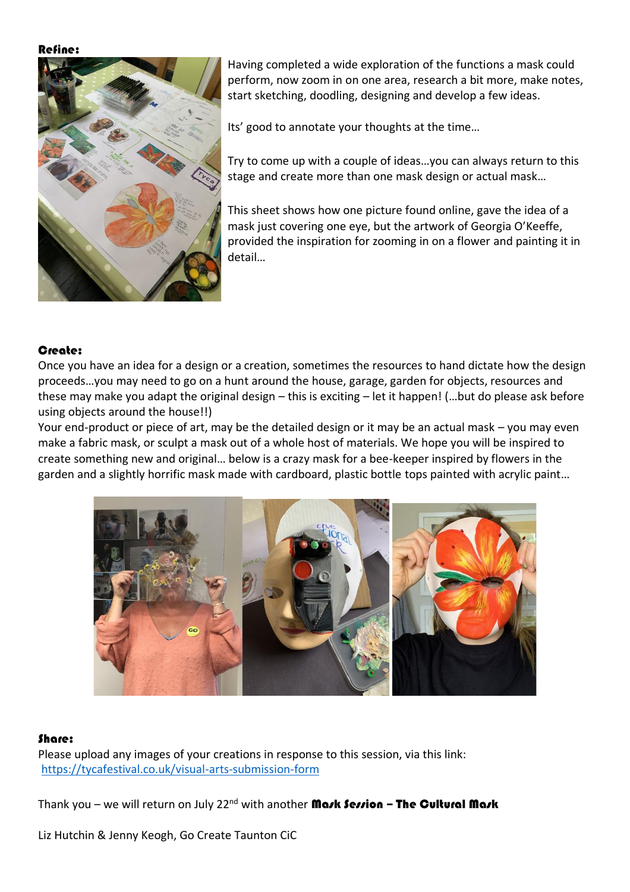## Refine:

Having completed a wide exploration of the functions a mask could perform, now zoom in on one area, research a bit more, make notes, start sketching, doodling, designing and develop a few ideas.

Its' good to annotate your thoughts at the time…

Try to come up with a couple of ideas…you can always return to this stage and create more than one mask design or actual mask…

This sheet shows how one picture found online, gave the idea of a mask just covering one eye, but the artwork of Georgia O'Keeffe, provided the inspiration for zooming in on a flower and painting it in detail…

## Create:

Once you have an idea for a design or a creation, sometimes the resources to hand dictate how the design proceeds…you may need to go on a hunt around the house, garage, garden for objects, resources and these may make you adapt the original design – this is exciting – let it happen! (…but do please ask before using objects around the house!!)

Your end-product or piece of art, may be the detailed design or it may be an actual mask – you may even make a fabric mask, or sculpt a mask out of a whole host of materials. We hope you will be inspired to create something new and original… below is a crazy mask for a bee-keeper inspired by flowers in the garden and a slightly horrific mask made with cardboard, plastic bottle tops painted with acrylic paint…

## Share:

Please upload any images of your creations in response to this session, via this link:
https://tycafestival.co.uk/visual-arts-submission-form

Thank you – we will return on July 22nd with another **Mask Session – The Cultural Mask**

Liz Hutchin & Jenny Keogh, Go Create Taunton CiC